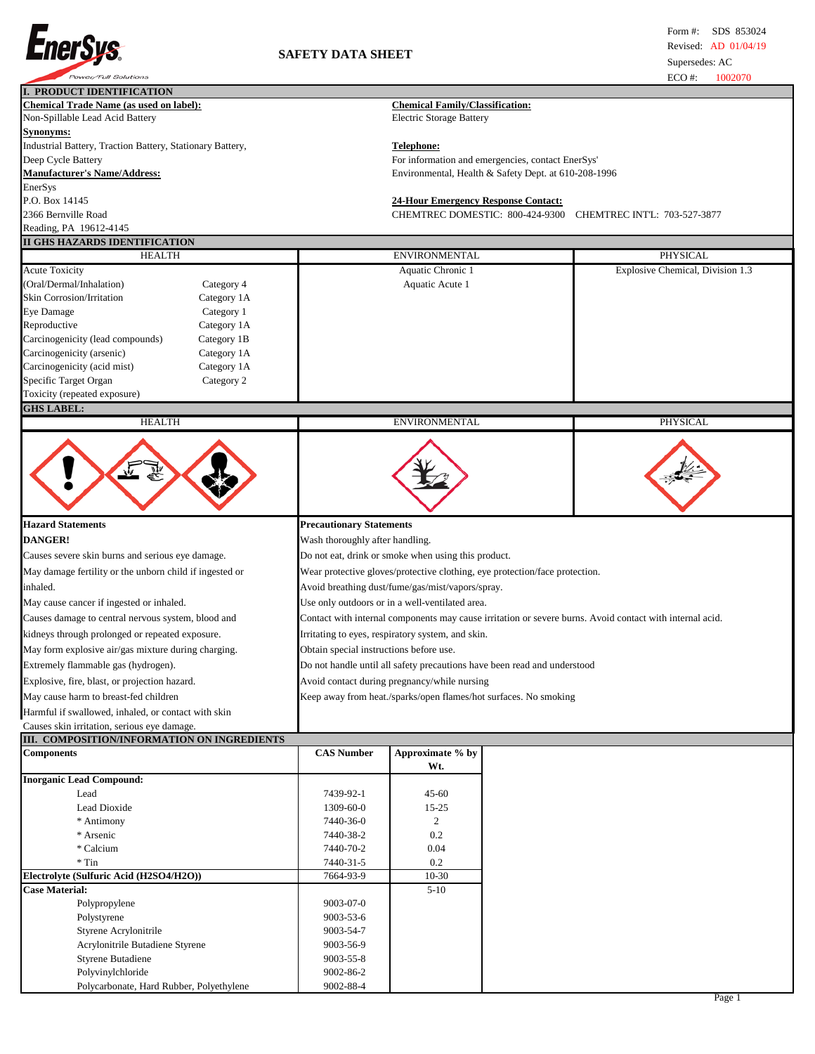EnerSys
Power/Full Solutions

# SAFETY DATA SHEET

Form #: SDS 853024
Revised: AD 01/04/19
Supersedes: AC
ECO #: 1002070

## I. PRODUCT IDENTIFICATION

**Chemical Trade Name (as used on label):**
Non-Spillable Lead Acid Battery

**Synonyms:**
Industrial Battery, Traction Battery, Stationary Battery, Deep Cycle Battery

**Manufacturer's Name/Address:**
EnerSys
P.O. Box 14145
2366 Bernville Road
Reading, PA 19612-4145

**Chemical Family/Classification:**
Electric Storage Battery

**Telephone:**
For information and emergencies, contact EnerSys' Environmental, Health & Safety Dept. at 610-208-1996

**24-Hour Emergency Response Contact:**
CHEMTREC DOMESTIC: 800-424-9300 CHEMTREC INT'L: 703-527-3877

## II GHS HAZARDS IDENTIFICATION

| HEALTH | | ENVIRONMENTAL | PHYSICAL |
|---|---|---|---|
| Acute Toxicity (Oral/Dermal/Inhalation) | Category 4 | Aquatic Chronic 1 | Explosive Chemical, Division 1.3 |
| Skin Corrosion/Irritation | Category 1A | Aquatic Acute 1 | |
| Eye Damage | Category 1 | | |
| Reproductive | Category 1A | | |
| Carcinogenicity (lead compounds) | Category 1B | | |
| Carcinogenicity (arsenic) | Category 1A | | |
| Carcinogenicity (acid mist) | Category 1A | | |
| Specific Target Organ Toxicity (repeated exposure) | Category 2 | | |

**GHS LABEL:**

| HEALTH | ENVIRONMENTAL | PHYSICAL |
|---|---|---|
| | | |

**Hazard Statements**

**DANGER!**

Causes severe skin burns and serious eye damage.
May damage fertility or the unborn child if ingested or inhaled.
May cause cancer if ingested or inhaled.
Causes damage to central nervous system, blood and kidneys through prolonged or repeated exposure.
May form explosive air/gas mixture during charging.
Extremely flammable gas (hydrogen).
Explosive, fire, blast, or projection hazard.
May cause harm to breast-fed children
Harmful if swallowed, inhaled, or contact with skin
Causes skin irritation, serious eye damage.

**Precautionary Statements**

Wash thoroughly after handling.
Do not eat, drink or smoke when using this product.
Wear protective gloves/protective clothing, eye protection/face protection.
Avoid breathing dust/fume/gas/mist/vapors/spray.
Use only outdoors or in a well-ventilated area.
Contact with internal components may cause irritation or severe burns. Avoid contact with internal acid.
Irritating to eyes, respiratory system, and skin.
Obtain special instructions before use.
Do not handle until all safety precautions have been read and understood
Avoid contact during pregnancy/while nursing
Keep away from heat./sparks/open flames/hot surfaces. No smoking

## III. COMPOSITION/INFORMATION ON INGREDIENTS

| Components | CAS Number | Approximate % by Wt. |
|---|---|---|
| **Inorganic Lead Compound:** | | |
| Lead | 7439-92-1 | 45-60 |
| Lead Dioxide | 1309-60-0 | 15-25 |
| * Antimony | 7440-36-0 | 2 |
| * Arsenic | 7440-38-2 | 0.2 |
| * Calcium | 7440-70-2 | 0.04 |
| * Tin | 7440-31-5 | 0.2 |
| **Electrolyte (Sulfuric Acid ($H_2SO_4/H_2O$))** | 7664-93-9 | 10-30 |
| **Case Material:** | | 5-10 |
| Polypropylene | 9003-07-0 | |
| Polystyrene | 9003-53-6 | |
| Styrene Acrylonitrile | 9003-54-7 | |
| Acrylonitrile Butadiene Styrene | 9003-56-9 | |
| Styrene Butadiene | 9003-55-8 | |
| Polyvinylchloride | 9002-86-2 | |
| Polycarbonate, Hard Rubber, Polyethylene | 9002-88-4 | |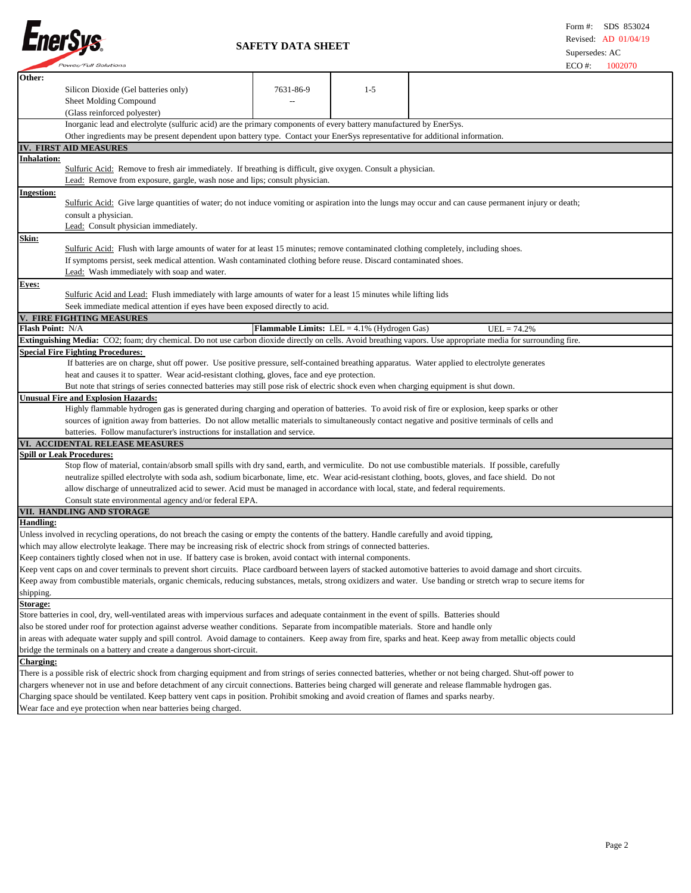| Other: | | | |
|---|---|---|---|
| Silicon Dioxide (Gel batteries only) | 7631-86-9 | 1-5 | |
| Sheet Molding Compound | -- | | |
| (Glass reinforced polyester) | | | |

Inorganic lead and electrolyte (sulfuric acid) are the primary components of every battery manufactured by EnerSys.
Other ingredients may be present dependent upon battery type. Contact your EnerSys representative for additional information.

## IV. FIRST AID MEASURES

**Inhalation:**

Sulfuric Acid: Remove to fresh air immediately. If breathing is difficult, give oxygen. Consult a physician.
Lead: Remove from exposure, gargle, wash nose and lips; consult physician.

**Ingestion:**

Sulfuric Acid: Give large quantities of water; do not induce vomiting or aspiration into the lungs may occur and can cause permanent injury or death; consult a physician.
Lead: Consult physician immediately.

**Skin:**

Sulfuric Acid: Flush with large amounts of water for at least 15 minutes; remove contaminated clothing completely, including shoes.
If symptoms persist, seek medical attention. Wash contaminated clothing before reuse. Discard contaminated shoes.
Lead: Wash immediately with soap and water.

**Eyes:**

Sulfuric Acid and Lead: Flush immediately with large amounts of water for a least 15 minutes while lifting lids
Seek immediate medical attention if eyes have been exposed directly to acid.

## V. FIRE FIGHTING MEASURES

**Flash Point:** N/A **Flammable Limits:** LEL = 4.1% (Hydrogen Gas) UEL = 74.2%

**Extinguishing Media:** CO2; foam; dry chemical. Do not use carbon dioxide directly on cells. Avoid breathing vapors. Use appropriate media for surrounding fire.

**Special Fire Fighting Procedures:**

If batteries are on charge, shut off power. Use positive pressure, self-contained breathing apparatus. Water applied to electrolyte generates heat and causes it to spatter. Wear acid-resistant clothing, gloves, face and eye protection.
But note that strings of series connected batteries may still pose risk of electric shock even when charging equipment is shut down.

**Unusual Fire and Explosion Hazards:**

Highly flammable hydrogen gas is generated during charging and operation of batteries. To avoid risk of fire or explosion, keep sparks or other sources of ignition away from batteries. Do not allow metallic materials to simultaneously contact negative and positive terminals of cells and batteries. Follow manufacturer's instructions for installation and service.

## VI. ACCIDENTAL RELEASE MEASURES

**Spill or Leak Procedures:**

Stop flow of material, contain/absorb small spills with dry sand, earth, and vermiculite. Do not use combustible materials. If possible, carefully neutralize spilled electrolyte with soda ash, sodium bicarbonate, lime, etc. Wear acid-resistant clothing, boots, gloves, and face shield. Do not allow discharge of unneutralized acid to sewer. Acid must be managed in accordance with local, state, and federal requirements.
Consult state environmental agency and/or federal EPA.

## VII. HANDLING AND STORAGE

**Handling:**

Unless involved in recycling operations, do not breach the casing or empty the contents of the battery. Handle carefully and avoid tipping, which may allow electrolyte leakage. There may be increasing risk of electric shock from strings of connected batteries.
Keep containers tightly closed when not in use. If battery case is broken, avoid contact with internal components.
Keep vent caps on and cover terminals to prevent short circuits. Place cardboard between layers of stacked automotive batteries to avoid damage and short circuits.
Keep away from combustible materials, organic chemicals, reducing substances, metals, strong oxidizers and water. Use banding or stretch wrap to secure items for shipping.

**Storage:**

Store batteries in cool, dry, well-ventilated areas with impervious surfaces and adequate containment in the event of spills. Batteries should also be stored under roof for protection against adverse weather conditions. Separate from incompatible materials. Store and handle only in areas with adequate water supply and spill control. Avoid damage to containers. Keep away from fire, sparks and heat. Keep away from metallic objects could bridge the terminals on a battery and create a dangerous short-circuit.

**Charging:**

There is a possible risk of electric shock from charging equipment and from strings of series connected batteries, whether or not being charged. Shut-off power to chargers whenever not in use and before detachment of any circuit connections. Batteries being charged will generate and release flammable hydrogen gas.
Charging space should be ventilated. Keep battery vent caps in position. Prohibit smoking and avoid creation of flames and sparks nearby.
Wear face and eye protection when near batteries being charged.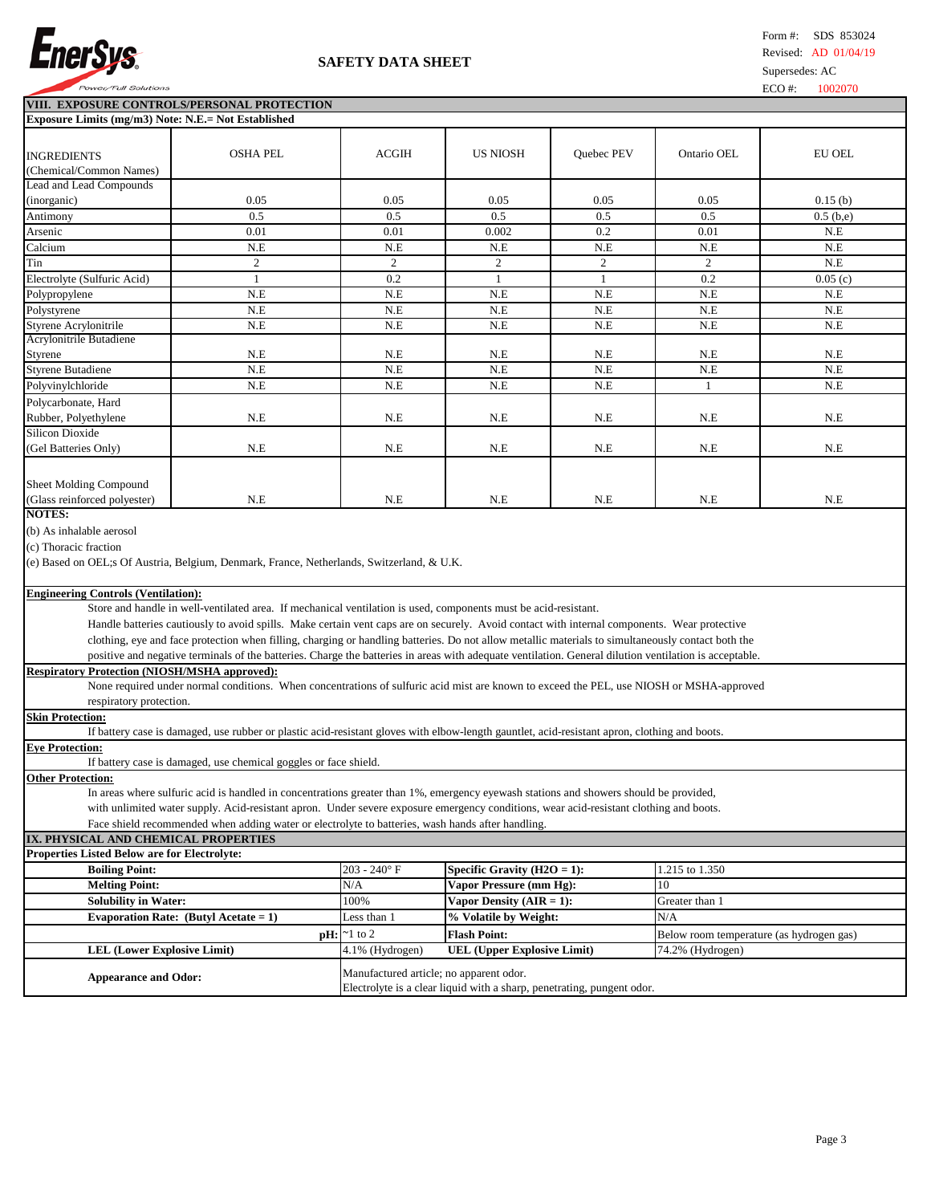EnerSys®
Power/Full Solutions

**SAFETY DATA SHEET**

Form #: SDS 853024
Revised: AD 01/04/19
Supersedes: AC
ECO #: 1002070

## VIII. EXPOSURE CONTROLS/PERSONAL PROTECTION

**Exposure Limits (mg/m3) Note: N.E.= Not Established**

| INGREDIENTS (Chemical/Common Names) | OSHA PEL | ACGIH | US NIOSH | Quebec PEV | Ontario OEL | EU OEL |
|---|---|---|---|---|---|---|
| Lead and Lead Compounds (inorganic) | 0.05 | 0.05 | 0.05 | 0.05 | 0.05 | 0.15 (b) |
| Antimony | 0.5 | 0.5 | 0.5 | 0.5 | 0.5 | 0.5 (b,e) |
| Arsenic | 0.01 | 0.01 | 0.002 | 0.2 | 0.01 | N.E |
| Calcium | N.E | N.E | N.E | N.E | N.E | N.E |
| Tin | 2 | 2 | 2 | 2 | 2 | N.E |
| Electrolyte (Sulfuric Acid) | 1 | 0.2 | 1 | 1 | 0.2 | 0.05 (c) |
| Polypropylene | N.E | N.E | N.E | N.E | N.E | N.E |
| Polystyrene | N.E | N.E | N.E | N.E | N.E | N.E |
| Styrene Acrylonitrile | N.E | N.E | N.E | N.E | N.E | N.E |
| Acrylonitrile Butadiene Styrene | N.E | N.E | N.E | N.E | N.E | N.E |
| Styrene Butadiene | N.E | N.E | N.E | N.E | N.E | N.E |
| Polyvinylchloride | N.E | N.E | N.E | N.E | 1 | N.E |
| Polycarbonate, Hard Rubber, Polyethylene | N.E | N.E | N.E | N.E | N.E | N.E |
| Silicon Dioxide (Gel Batteries Only) | N.E | N.E | N.E | N.E | N.E | N.E |
| Sheet Molding Compound (Glass reinforced polyester) | N.E | N.E | N.E | N.E | N.E | N.E |

**NOTES:**

(b) As inhalable aerosol

(c) Thoracic fraction

(e) Based on OEL;s Of Austria, Belgium, Denmark, France, Netherlands, Switzerland, & U.K.

**Engineering Controls (Ventilation):**

Store and handle in well-ventilated area. If mechanical ventilation is used, components must be acid-resistant. Handle batteries cautiously to avoid spills. Make certain vent caps are on securely. Avoid contact with internal components. Wear protective clothing, eye and face protection when filling, charging or handling batteries. Do not allow metallic materials to simultaneously contact both the positive and negative terminals of the batteries. Charge the batteries in areas with adequate ventilation. General dilution ventilation is acceptable.

**Respiratory Protection (NIOSH/MSHA approved):**

None required under normal conditions. When concentrations of sulfuric acid mist are known to exceed the PEL, use NIOSH or MSHA-approved respiratory protection.

**Skin Protection:**

If battery case is damaged, use rubber or plastic acid-resistant gloves with elbow-length gauntlet, acid-resistant apron, clothing and boots.

**Eye Protection:**

If battery case is damaged, use chemical goggles or face shield.

**Other Protection:**

In areas where sulfuric acid is handled in concentrations greater than 1%, emergency eyewash stations and showers should be provided, with unlimited water supply. Acid-resistant apron. Under severe exposure emergency conditions, wear acid-resistant clothing and boots. Face shield recommended when adding water or electrolyte to batteries, wash hands after handling.

## IX. PHYSICAL AND CHEMICAL PROPERTIES

**Properties Listed Below are for Electrolyte:**

| Property | Value | Property | Value |
|---|---|---|---|
| **Boiling Point:** | 203 - 240° F | **Specific Gravity (H2O = 1):** | 1.215 to 1.350 |
| **Melting Point:** | N/A | **Vapor Pressure (mm Hg):** | 10 |
| **Solubility in Water:** | 100% | **Vapor Density (AIR = 1):** | Greater than 1 |
| **Evaporation Rate: (Butyl Acetate = 1)** | Less than 1 | **% Volatile by Weight:** | N/A |
| **pH:** | ~1 to 2 | **Flash Point:** | Below room temperature (as hydrogen gas) |
| **LEL (Lower Explosive Limit)** | 4.1% (Hydrogen) | **UEL (Upper Explosive Limit)** | 74.2% (Hydrogen) |
| **Appearance and Odor:** | Manufactured article; no apparent odor. Electrolyte is a clear liquid with a sharp, penetrating, pungent odor. | | |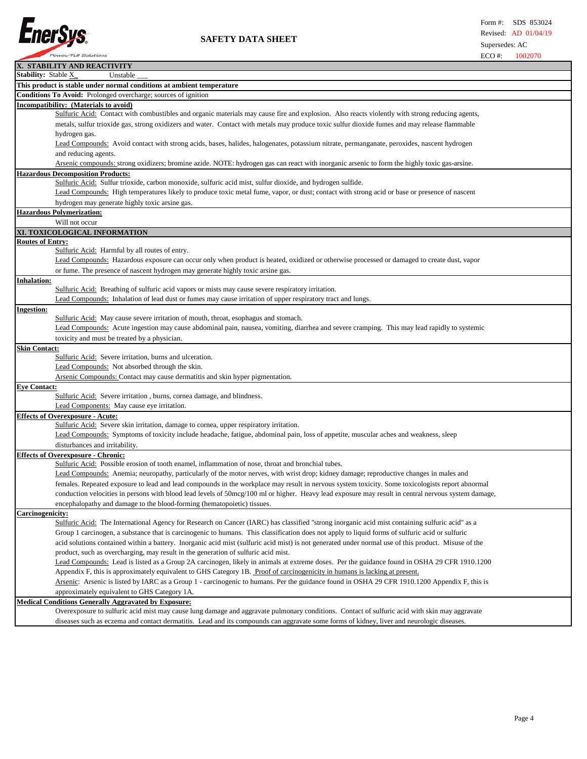## X. STABILITY AND REACTIVITY

**Stability:** Stable X  Unstable ___

**This product is stable under normal conditions at ambient temperature**

**Conditions To Avoid:** Prolonged overcharge; sources of ignition

**Incompatibility: (Materials to avoid)**

Sulfuric Acid: Contact with combustibles and organic materials may cause fire and explosion. Also reacts violently with strong reducing agents, metals, sulfur trioxide gas, strong oxidizers and water. Contact with metals may produce toxic sulfur dioxide fumes and may release flammable hydrogen gas.

Lead Compounds: Avoid contact with strong acids, bases, halides, halogenates, potassium nitrate, permanganate, peroxides, nascent hydrogen and reducing agents.

Arsenic compounds: strong oxidizers; bromine azide. NOTE: hydrogen gas can react with inorganic arsenic to form the highly toxic gas-arsine.

**Hazardous Decomposition Products:**

Sulfuric Acid: Sulfur trioxide, carbon monoxide, sulfuric acid mist, sulfur dioxide, and hydrogen sulfide.

Lead Compounds: High temperatures likely to produce toxic metal fume, vapor, or dust; contact with strong acid or base or presence of nascent hydrogen may generate highly toxic arsine gas.

**Hazardous Polymerization:**

Will not occur

## XI. TOXICOLOGICAL INFORMATION

**Routes of Entry:**

Sulfuric Acid: Harmful by all routes of entry.

Lead Compounds: Hazardous exposure can occur only when product is heated, oxidized or otherwise processed or damaged to create dust, vapor or fume. The presence of nascent hydrogen may generate highly toxic arsine gas.

**Inhalation:**

Sulfuric Acid: Breathing of sulfuric acid vapors or mists may cause severe respiratory irritation.

Lead Compounds: Inhalation of lead dust or fumes may cause irritation of upper respiratory tract and lungs.

**Ingestion:**

Sulfuric Acid: May cause severe irritation of mouth, throat, esophagus and stomach.

Lead Compounds: Acute ingestion may cause abdominal pain, nausea, vomiting, diarrhea and severe cramping. This may lead rapidly to systemic toxicity and must be treated by a physician.

**Skin Contact:**

Sulfuric Acid: Severe irritation, burns and ulceration.

Lead Compounds: Not absorbed through the skin.

Arsenic Compounds: Contact may cause dermatitis and skin hyper pigmentation.

**Eye Contact:**

Sulfuric Acid: Severe irritation , burns, cornea damage, and blindness.

Lead Components: May cause eye irritation.

**Effects of Overexposure - Acute:**

Sulfuric Acid: Severe skin irritation, damage to cornea, upper respiratory irritation.

Lead Compounds: Symptoms of toxicity include headache, fatigue, abdominal pain, loss of appetite, muscular aches and weakness, sleep disturbances and irritability.

**Effects of Overexposure - Chronic:**

Sulfuric Acid: Possible erosion of tooth enamel, inflammation of nose, throat and bronchial tubes.

Lead Compounds: Anemia; neuropathy, particularly of the motor nerves, with wrist drop; kidney damage; reproductive changes in males and females. Repeated exposure to lead and lead compounds in the workplace may result in nervous system toxicity. Some toxicologists report abnormal conduction velocities in persons with blood lead levels of 50mcg/100 ml or higher. Heavy lead exposure may result in central nervous system damage, encephalopathy and damage to the blood-forming (hematopoietic) tissues.

**Carcinogenicity:**

Sulfuric Acid: The International Agency for Research on Cancer (IARC) has classified "strong inorganic acid mist containing sulfuric acid" as a Group 1 carcinogen, a substance that is carcinogenic to humans. This classification does not apply to liquid forms of sulfuric acid or sulfuric acid solutions contained within a battery. Inorganic acid mist (sulfuric acid mist) is not generated under normal use of this product. Misuse of the product, such as overcharging, may result in the generation of sulfuric acid mist.

Lead Compounds: Lead is listed as a Group 2A carcinogen, likely in animals at extreme doses. Per the guidance found in OSHA 29 CFR 1910.1200 Appendix F, this is approximately equivalent to GHS Category 1B. Proof of carcinogenicity in humans is lacking at present.

Arsenic: Arsenic is listed by IARC as a Group 1 - carcinogenic to humans. Per the guidance found in OSHA 29 CFR 1910.1200 Appendix F, this is approximately equivalent to GHS Category 1A.

**Medical Conditions Generally Aggravated by Exposure:**

Overexposure to sulfuric acid mist may cause lung damage and aggravate pulmonary conditions. Contact of sulfuric acid with skin may aggravate diseases such as eczema and contact dermatitis. Lead and its compounds can aggravate some forms of kidney, liver and neurologic diseases.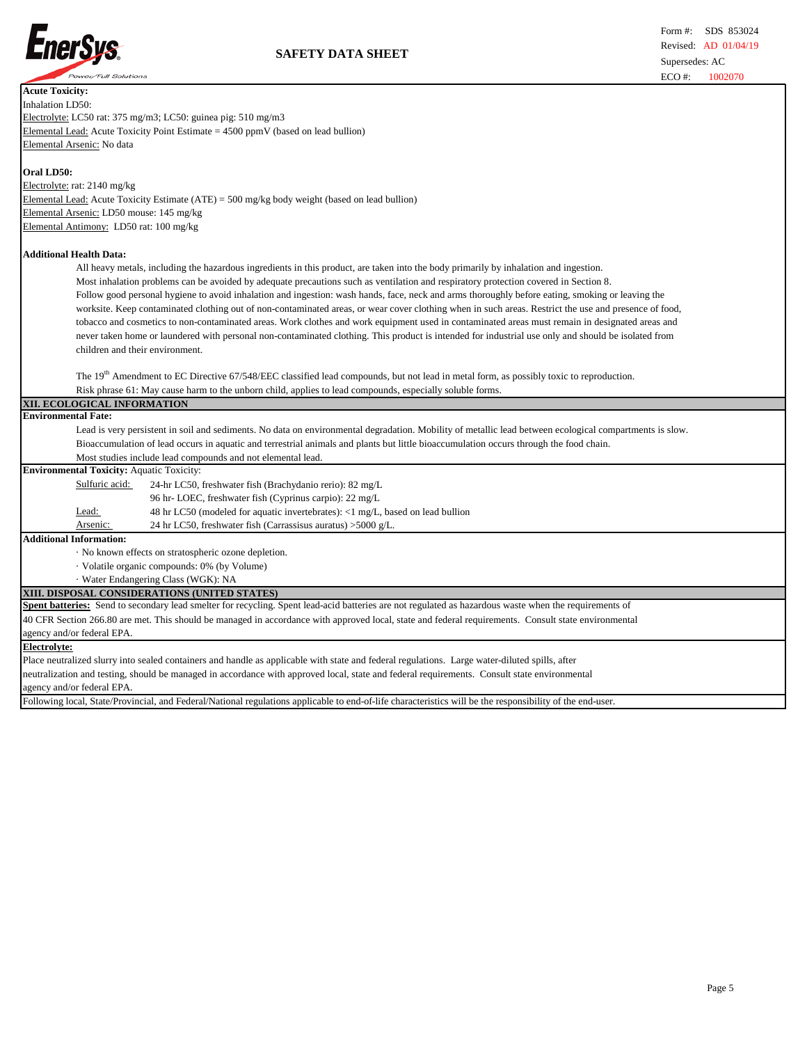**Acute Toxicity:**

Inhalation LD50:

Electrolyte: LC50 rat: 375 mg/m3; LC50: guinea pig: 510 mg/m3

Elemental Lead: Acute Toxicity Point Estimate = 4500 ppmV (based on lead bullion)

Elemental Arsenic: No data

**Oral LD50:**

Electrolyte: rat: 2140 mg/kg

Elemental Lead: Acute Toxicity Estimate (ATE) = 500 mg/kg body weight (based on lead bullion)

Elemental Arsenic: LD50 mouse: 145 mg/kg

Elemental Antimony: LD50 rat: 100 mg/kg

**Additional Health Data:**

All heavy metals, including the hazardous ingredients in this product, are taken into the body primarily by inhalation and ingestion. Most inhalation problems can be avoided by adequate precautions such as ventilation and respiratory protection covered in Section 8. Follow good personal hygiene to avoid inhalation and ingestion: wash hands, face, neck and arms thoroughly before eating, smoking or leaving the worksite. Keep contaminated clothing out of non-contaminated areas, or wear cover clothing when in such areas. Restrict the use and presence of food, tobacco and cosmetics to non-contaminated areas. Work clothes and work equipment used in contaminated areas must remain in designated areas and never taken home or laundered with personal non-contaminated clothing. This product is intended for industrial use only and should be isolated from children and their environment.

The 19th Amendment to EC Directive 67/548/EEC classified lead compounds, but not lead in metal form, as possibly toxic to reproduction. Risk phrase 61: May cause harm to the unborn child, applies to lead compounds, especially soluble forms.

## XII. ECOLOGICAL INFORMATION

**Environmental Fate:**

Lead is very persistent in soil and sediments. No data on environmental degradation. Mobility of metallic lead between ecological compartments is slow. Bioaccumulation of lead occurs in aquatic and terrestrial animals and plants but little bioaccumulation occurs through the food chain. Most studies include lead compounds and not elemental lead.

**Environmental Toxicity:** Aquatic Toxicity:

| | |
|---|---|
| Sulfuric acid: | 24-hr LC50, freshwater fish (Brachydanio rerio): 82 mg/L |
| | 96 hr- LOEC, freshwater fish (Cyprinus carpio): 22 mg/L |
| Lead: | 48 hr LC50 (modeled for aquatic invertebrates): <1 mg/L, based on lead bullion |
| Arsenic: | 24 hr LC50, freshwater fish (Carrassisus auratus) >5000 g/L. |

**Additional Information:**

· No known effects on stratospheric ozone depletion.

· Volatile organic compounds: 0% (by Volume)

· Water Endangering Class (WGK): NA

## XIII. DISPOSAL CONSIDERATIONS (UNITED STATES)

**Spent batteries:** Send to secondary lead smelter for recycling. Spent lead-acid batteries are not regulated as hazardous waste when the requirements of 40 CFR Section 266.80 are met. This should be managed in accordance with approved local, state and federal requirements. Consult state environmental agency and/or federal EPA.

**Electrolyte:**

Place neutralized slurry into sealed containers and handle as applicable with state and federal regulations. Large water-diluted spills, after neutralization and testing, should be managed in accordance with approved local, state and federal requirements. Consult state environmental agency and/or federal EPA.

Following local, State/Provincial, and Federal/National regulations applicable to end-of-life characteristics will be the responsibility of the end-user.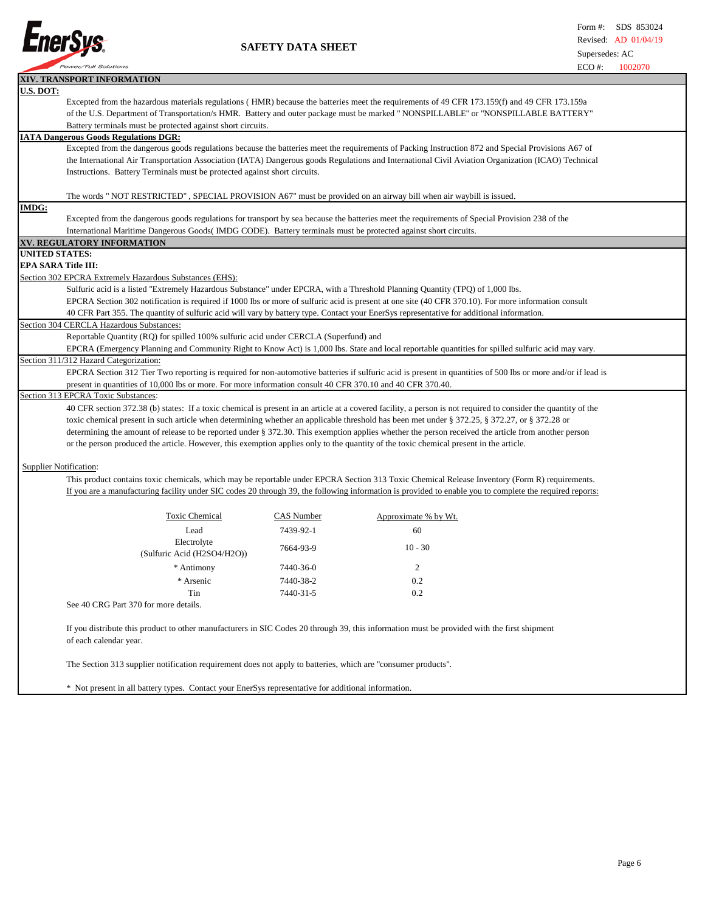## XIV. TRANSPORT INFORMATION

**U.S. DOT:**

Excepted from the hazardous materials regulations ( HMR) because the batteries meet the requirements of 49 CFR 173.159(f) and 49 CFR 173.159a of the U.S. Department of Transportation/s HMR. Battery and outer package must be marked " NONSPILLABLE" or "NONSPILLABLE BATTERY" Battery terminals must be protected against short circuits.

**IATA Dangerous Goods Regulations DGR:**

Excepted from the dangerous goods regulations because the batteries meet the requirements of Packing Instruction 872 and Special Provisions A67 of the International Air Transportation Association (IATA) Dangerous goods Regulations and International Civil Aviation Organization (ICAO) Technical Instructions. Battery Terminals must be protected against short circuits.

The words " NOT RESTRICTED" , SPECIAL PROVISION A67" must be provided on an airway bill when air waybill is issued.

**IMDG:**

Excepted from the dangerous goods regulations for transport by sea because the batteries meet the requirements of Special Provision 238 of the International Maritime Dangerous Goods( IMDG CODE). Battery terminals must be protected against short circuits.

## XV. REGULATORY INFORMATION

**UNITED STATES:**

**EPA SARA Title III:**

Section 302 EPCRA Extremely Hazardous Substances (EHS):

Sulfuric acid is a listed "Extremely Hazardous Substance" under EPCRA, with a Threshold Planning Quantity (TPQ) of 1,000 lbs. EPCRA Section 302 notification is required if 1000 lbs or more of sulfuric acid is present at one site (40 CFR 370.10). For more information consult 40 CFR Part 355. The quantity of sulfuric acid will vary by battery type. Contact your EnerSys representative for additional information.

Section 304 CERCLA Hazardous Substances:

Reportable Quantity (RQ) for spilled 100% sulfuric acid under CERCLA (Superfund) and EPCRA (Emergency Planning and Community Right to Know Act) is 1,000 lbs. State and local reportable quantities for spilled sulfuric acid may vary.

Section 311/312 Hazard Categorization:

EPCRA Section 312 Tier Two reporting is required for non-automotive batteries if sulfuric acid is present in quantities of 500 lbs or more and/or if lead is present in quantities of 10,000 lbs or more. For more information consult 40 CFR 370.10 and 40 CFR 370.40.

Section 313 EPCRA Toxic Substances:

40 CFR section 372.38 (b) states: If a toxic chemical is present in an article at a covered facility, a person is not required to consider the quantity of the toxic chemical present in such article when determining whether an applicable threshold has been met under § 372.25, § 372.27, or § 372.28 or determining the amount of release to be reported under § 372.30. This exemption applies whether the person received the article from another person or the person produced the article. However, this exemption applies only to the quantity of the toxic chemical present in the article.

Supplier Notification:

This product contains toxic chemicals, which may be reportable under EPCRA Section 313 Toxic Chemical Release Inventory (Form R) requirements. If you are a manufacturing facility under SIC codes 20 through 39, the following information is provided to enable you to complete the required reports:

| Toxic Chemical | CAS Number | Approximate % by Wt. |
|---|---|---|
| Lead | 7439-92-1 | 60 |
| Electrolyte (Sulfuric Acid ($H_2SO_4/H_2O$)) | 7664-93-9 | 10 - 30 |
| * Antimony | 7440-36-0 | 2 |
| * Arsenic | 7440-38-2 | 0.2 |
| Tin | 7440-31-5 | 0.2 |

See 40 CRG Part 370 for more details.

If you distribute this product to other manufacturers in SIC Codes 20 through 39, this information must be provided with the first shipment of each calendar year.

The Section 313 supplier notification requirement does not apply to batteries, which are "consumer products".

\* Not present in all battery types. Contact your EnerSys representative for additional information.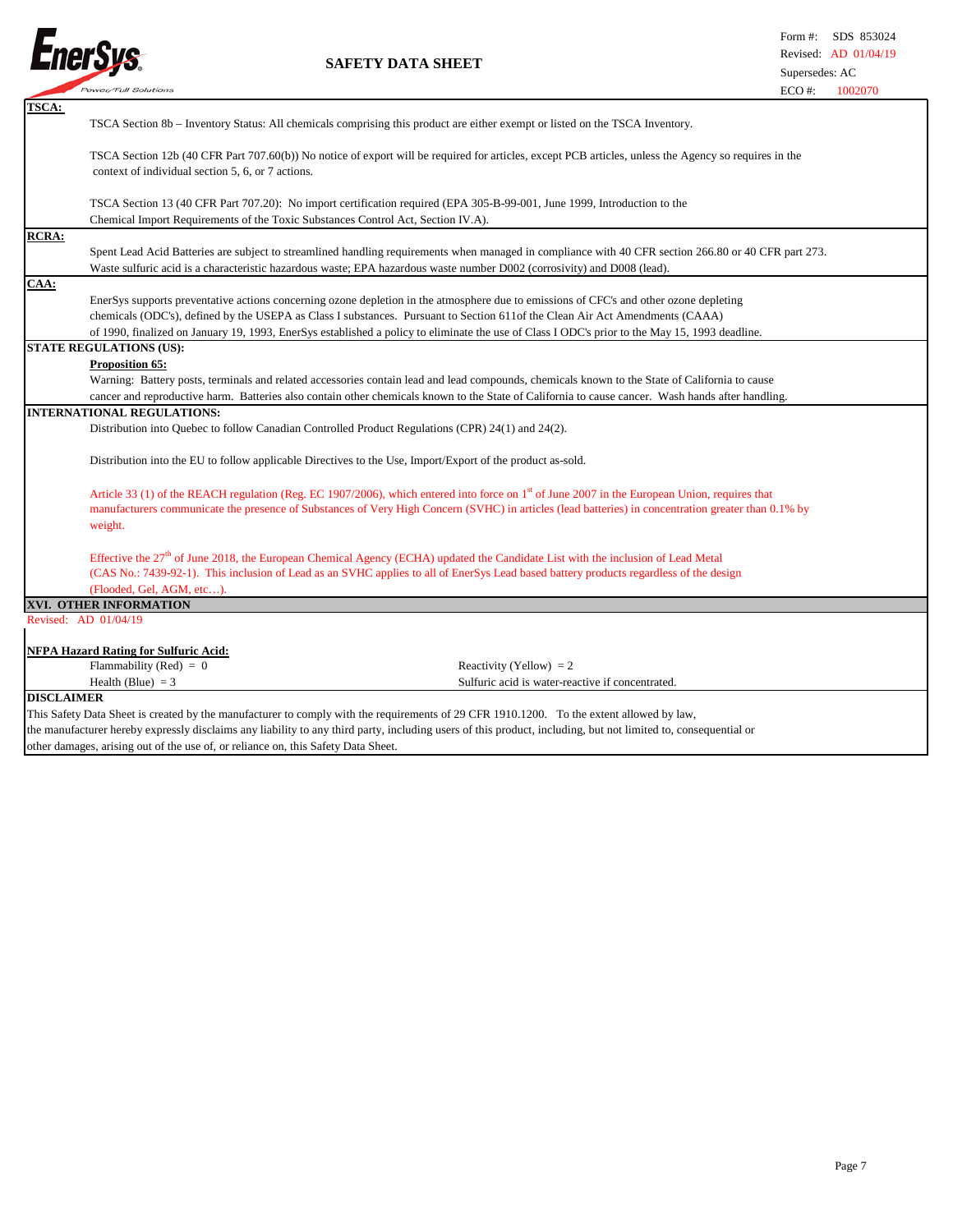**TSCA:**

TSCA Section 8b – Inventory Status: All chemicals comprising this product are either exempt or listed on the TSCA Inventory.

TSCA Section 12b (40 CFR Part 707.60(b)) No notice of export will be required for articles, except PCB articles, unless the Agency so requires in the context of individual section 5, 6, or 7 actions.

TSCA Section 13 (40 CFR Part 707.20): No import certification required (EPA 305-B-99-001, June 1999, Introduction to the Chemical Import Requirements of the Toxic Substances Control Act, Section IV.A).

**RCRA:**

Spent Lead Acid Batteries are subject to streamlined handling requirements when managed in compliance with 40 CFR section 266.80 or 40 CFR part 273. Waste sulfuric acid is a characteristic hazardous waste; EPA hazardous waste number D002 (corrosivity) and D008 (lead).

**CAA:**

EnerSys supports preventative actions concerning ozone depletion in the atmosphere due to emissions of CFC's and other ozone depleting chemicals (ODC's), defined by the USEPA as Class I substances. Pursuant to Section 611of the Clean Air Act Amendments (CAAA) of 1990, finalized on January 19, 1993, EnerSys established a policy to eliminate the use of Class I ODC's prior to the May 15, 1993 deadline.

**STATE REGULATIONS (US):**

**Proposition 65:**

Warning: Battery posts, terminals and related accessories contain lead and lead compounds, chemicals known to the State of California to cause cancer and reproductive harm. Batteries also contain other chemicals known to the State of California to cause cancer. Wash hands after handling.

**INTERNATIONAL REGULATIONS:**

Distribution into Quebec to follow Canadian Controlled Product Regulations (CPR) 24(1) and 24(2).

Distribution into the EU to follow applicable Directives to the Use, Import/Export of the product as-sold.

Article 33 (1) of the REACH regulation (Reg. EC 1907/2006), which entered into force on 1st of June 2007 in the European Union, requires that manufacturers communicate the presence of Substances of Very High Concern (SVHC) in articles (lead batteries) in concentration greater than 0.1% by weight.

Effective the 27th of June 2018, the European Chemical Agency (ECHA) updated the Candidate List with the inclusion of Lead Metal (CAS No.: 7439-92-1). This inclusion of Lead as an SVHC applies to all of EnerSys Lead based battery products regardless of the design (Flooded, Gel, AGM, etc…).

## XVI. OTHER INFORMATION

Revised: AD 01/04/19

**NFPA Hazard Rating for Sulfuric Acid:**

| | |
|---|---|
| Flammability (Red) = 0 | Reactivity (Yellow) = 2 |
| Health (Blue) = 3 | Sulfuric acid is water-reactive if concentrated. |

**DISCLAIMER**

This Safety Data Sheet is created by the manufacturer to comply with the requirements of 29 CFR 1910.1200. To the extent allowed by law, the manufacturer hereby expressly disclaims any liability to any third party, including users of this product, including, but not limited to, consequential or other damages, arising out of the use of, or reliance on, this Safety Data Sheet.